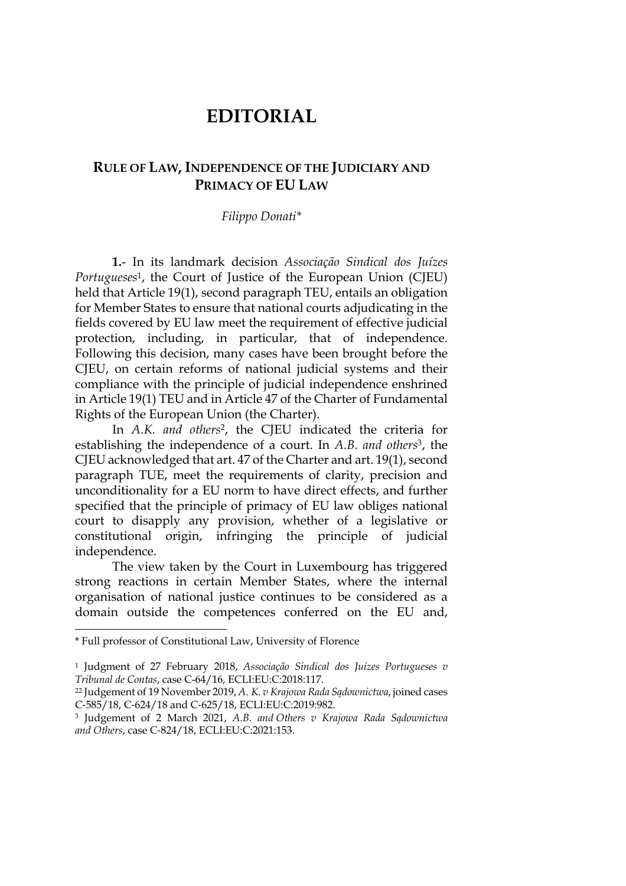# EDITORIAL

## RULE OF LAW, INDEPENDENCE OF THE JUDICIARY AND PRIMACY OF EU LAW

*Filippo Donati\**

**1.**- In its landmark decision *Associação Sindical dos Juízes Portugueses*[1], the Court of Justice of the European Union (CJEU) held that Article 19(1), second paragraph TEU, entails an obligation for Member States to ensure that national courts adjudicating in the fields covered by EU law meet the requirement of effective judicial protection, including, in particular, that of independence. Following this decision, many cases have been brought before the CJEU, on certain reforms of national judicial systems and their compliance with the principle of judicial independence enshrined in Article 19(1) TEU and in Article 47 of the Charter of Fundamental Rights of the European Union (the Charter).

In *A.K. and others*[2], the CJEU indicated the criteria for establishing the independence of a court. In *A.B. and others*[3], the CJEU acknowledged that art. 47 of the Charter and art. 19(1), second paragraph TUE, meet the requirements of clarity, precision and unconditionality for a EU norm to have direct effects, and further specified that the principle of primacy of EU law obliges national court to disapply any provision, whether of a legislative or constitutional origin, infringing the principle of judicial independence.

The view taken by the Court in Luxembourg has triggered strong reactions in certain Member States, where the internal organisation of national justice continues to be considered as a domain outside the competences conferred on the EU and,

---

\* Full professor of Constitutional Law, University of Florence

[1] Judgment of 27 February 2018, *Associação Sindical dos Juízes Portugueses v Tribunal de Contas*, case C-64/16, ECLI:EU:C:2018:117.

[22] Judgement of 19 November 2019, *A. K. v Krajowa Rada Sądownictwa*, joined cases C-585/18, C-624/18 and C-625/18, ECLI:EU:C:2019:982.

[3] Judgement of 2 March 2021, *A.B. and Others v Krajowa Rada Sądownictwa and Others*, case C-824/18, ECLI:EU:C:2021:153.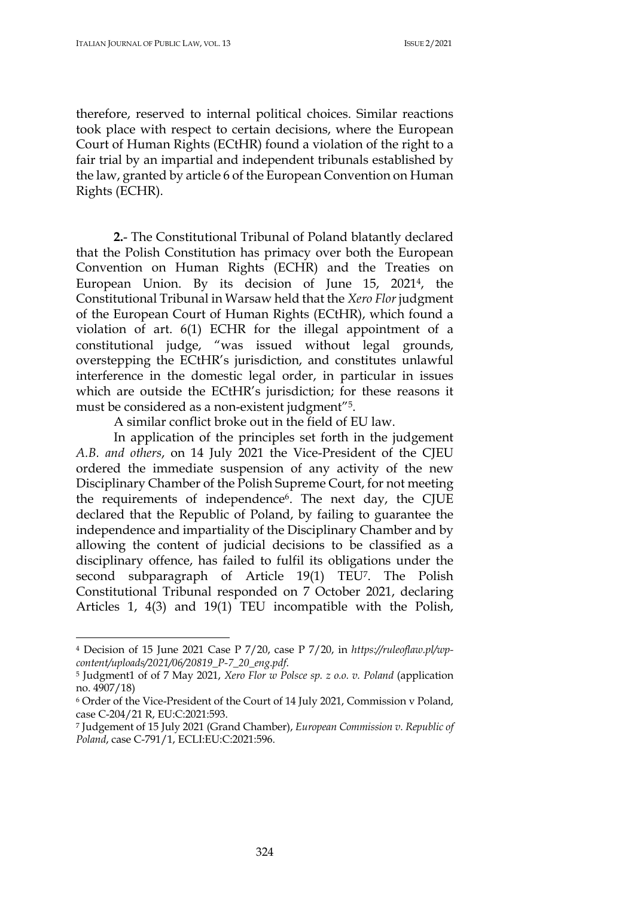therefore, reserved to internal political choices. Similar reactions took place with respect to certain decisions, where the European Court of Human Rights (ECtHR) found a violation of the right to a fair trial by an impartial and independent tribunals established by the law, granted by article 6 of the European Convention on Human Rights (ECHR).

**2.**- The Constitutional Tribunal of Poland blatantly declared that the Polish Constitution has primacy over both the European Convention on Human Rights (ECHR) and the Treaties on European Union. By its decision of June 15, 2021[4], the Constitutional Tribunal in Warsaw held that the *Xero Flor* judgment of the European Court of Human Rights (ECtHR), which found a violation of art. 6(1) ECHR for the illegal appointment of a constitutional judge, "was issued without legal grounds, overstepping the ECtHR's jurisdiction, and constitutes unlawful interference in the domestic legal order, in particular in issues which are outside the ECtHR's jurisdiction; for these reasons it must be considered as a non-existent judgment"[5].

A similar conflict broke out in the field of EU law.

In application of the principles set forth in the judgement *A.B. and others*, on 14 July 2021 the Vice-President of the CJEU ordered the immediate suspension of any activity of the new Disciplinary Chamber of the Polish Supreme Court, for not meeting the requirements of independence[6]. The next day, the CJUE declared that the Republic of Poland, by failing to guarantee the independence and impartiality of the Disciplinary Chamber and by allowing the content of judicial decisions to be classified as a disciplinary offence, has failed to fulfil its obligations under the second subparagraph of Article 19(1) TEU[7]. The Polish Constitutional Tribunal responded on 7 October 2021, declaring Articles 1, 4(3) and 19(1) TEU incompatible with the Polish,

---

[4] Decision of 15 June 2021 Case P 7/20, case P 7/20, in *https://ruleoflaw.pl/wp-content/uploads/2021/06/20819_P-7_20_eng.pdf*.

[5] Judgment1 of of 7 May 2021, *Xero Flor w Polsce sp. z o.o. v. Poland* (application no. 4907/18)

[6] Order of the Vice-President of the Court of 14 July 2021, Commission v Poland, case C-204/21 R, EU:C:2021:593.

[7] Judgement of 15 July 2021 (Grand Chamber), *European Commission v. Republic of Poland*, case C-791/1, ECLI:EU:C:2021:596.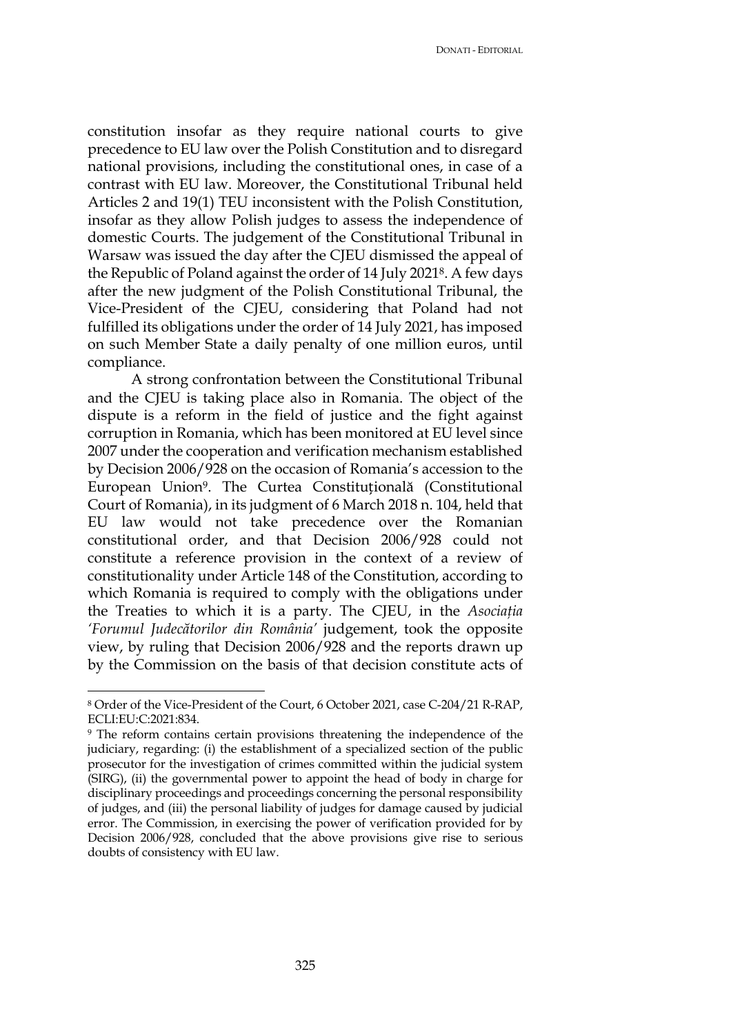constitution insofar as they require national courts to give precedence to EU law over the Polish Constitution and to disregard national provisions, including the constitutional ones, in case of a contrast with EU law. Moreover, the Constitutional Tribunal held Articles 2 and 19(1) TEU inconsistent with the Polish Constitution, insofar as they allow Polish judges to assess the independence of domestic Courts. The judgement of the Constitutional Tribunal in Warsaw was issued the day after the CJEU dismissed the appeal of the Republic of Poland against the order of 14 July 2021[8]. A few days after the new judgment of the Polish Constitutional Tribunal, the Vice-President of the CJEU, considering that Poland had not fulfilled its obligations under the order of 14 July 2021, has imposed on such Member State a daily penalty of one million euros, until compliance.

A strong confrontation between the Constitutional Tribunal and the CJEU is taking place also in Romania. The object of the dispute is a reform in the field of justice and the fight against corruption in Romania, which has been monitored at EU level since 2007 under the cooperation and verification mechanism established by Decision 2006/928 on the occasion of Romania's accession to the European Union[9]. The Curtea Constituțională (Constitutional Court of Romania), in its judgment of 6 March 2018 n. 104, held that EU law would not take precedence over the Romanian constitutional order, and that Decision 2006/928 could not constitute a reference provision in the context of a review of constitutionality under Article 148 of the Constitution, according to which Romania is required to comply with the obligations under the Treaties to which it is a party. The CJEU, in the *Asociația 'Forumul Judecătorilor din România'* judgement, took the opposite view, by ruling that Decision 2006/928 and the reports drawn up by the Commission on the basis of that decision constitute acts of

---

[8] Order of the Vice-President of the Court, 6 October 2021, case C-204/21 R-RAP, ECLI:EU:C:2021:834.

[9] The reform contains certain provisions threatening the independence of the judiciary, regarding: (i) the establishment of a specialized section of the public prosecutor for the investigation of crimes committed within the judicial system (SIRG), (ii) the governmental power to appoint the head of body in charge for disciplinary proceedings and proceedings concerning the personal responsibility of judges, and (iii) the personal liability of judges for damage caused by judicial error. The Commission, in exercising the power of verification provided for by Decision 2006/928, concluded that the above provisions give rise to serious doubts of consistency with EU law.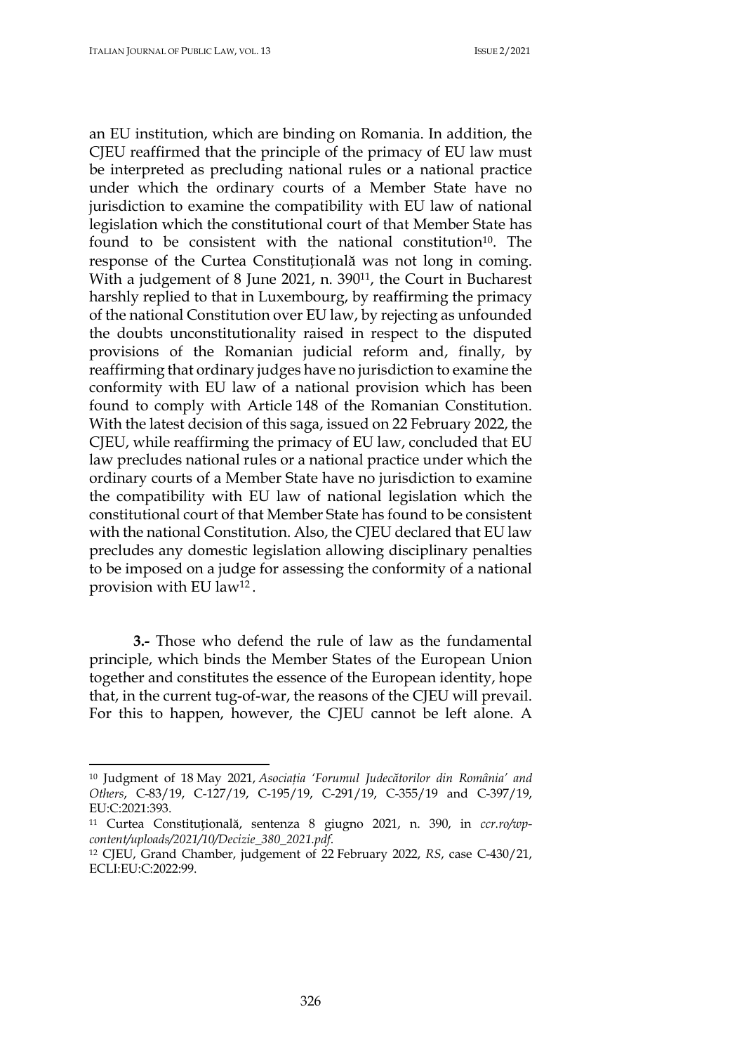an EU institution, which are binding on Romania. In addition, the CJEU reaffirmed that the principle of the primacy of EU law must be interpreted as precluding national rules or a national practice under which the ordinary courts of a Member State have no jurisdiction to examine the compatibility with EU law of national legislation which the constitutional court of that Member State has found to be consistent with the national constitution[10]. The response of the Curtea Constituțională was not long in coming. With a judgement of 8 June 2021, n. 390[11], the Court in Bucharest harshly replied to that in Luxembourg, by reaffirming the primacy of the national Constitution over EU law, by rejecting as unfounded the doubts unconstitutionality raised in respect to the disputed provisions of the Romanian judicial reform and, finally, by reaffirming that ordinary judges have no jurisdiction to examine the conformity with EU law of a national provision which has been found to comply with Article 148 of the Romanian Constitution. With the latest decision of this saga, issued on 22 February 2022, the CJEU, while reaffirming the primacy of EU law, concluded that EU law precludes national rules or a national practice under which the ordinary courts of a Member State have no jurisdiction to examine the compatibility with EU law of national legislation which the constitutional court of that Member State has found to be consistent with the national Constitution. Also, the CJEU declared that EU law precludes any domestic legislation allowing disciplinary penalties to be imposed on a judge for assessing the conformity of a national provision with EU law[12].

**3.-** Those who defend the rule of law as the fundamental principle, which binds the Member States of the European Union together and constitutes the essence of the European identity, hope that, in the current tug-of-war, the reasons of the CJEU will prevail. For this to happen, however, the CJEU cannot be left alone. A

---

[10] Judgment of 18 May 2021, *Asociația 'Forumul Judecătorilor din România' and Others*, C-83/19, C-127/19, C-195/19, C-291/19, C-355/19 and C-397/19, EU:C:2021:393.

[11] Curtea Constituțională, sentenza 8 giugno 2021, n. 390, in *ccr.ro/wp-content/uploads/2021/10/Decizie_380_2021.pdf*.

[12] CJEU, Grand Chamber, judgement of 22 February 2022, *RS*, case C-430/21, ECLI:EU:C:2022:99.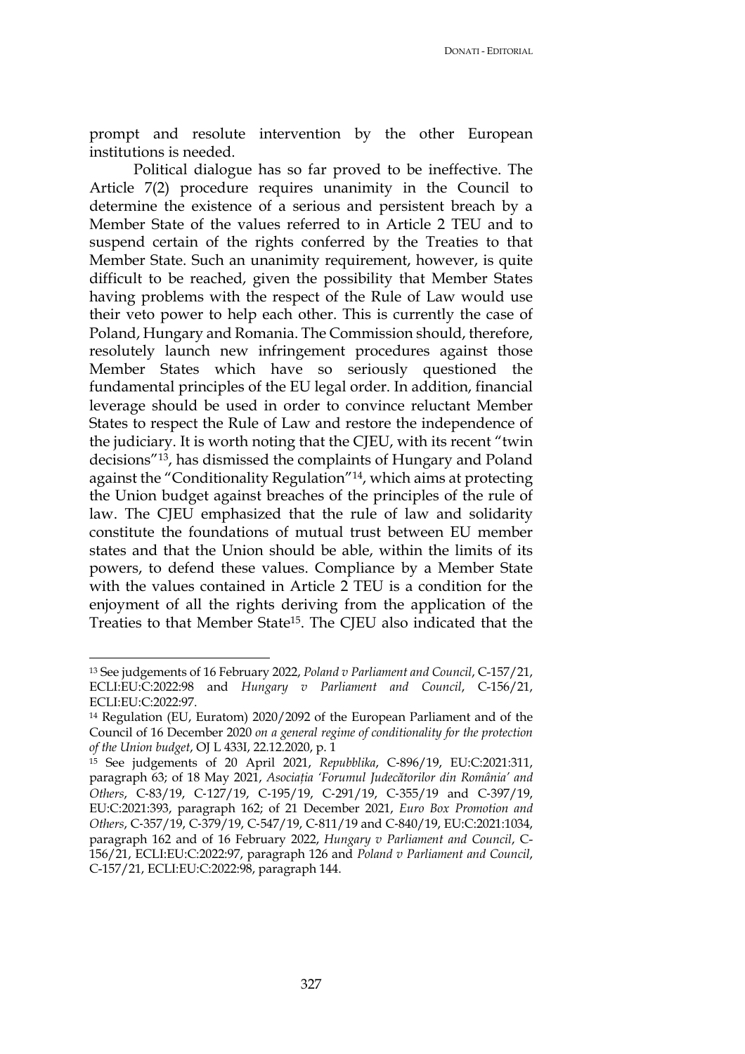prompt and resolute intervention by the other European institutions is needed.

Political dialogue has so far proved to be ineffective. The Article 7(2) procedure requires unanimity in the Council to determine the existence of a serious and persistent breach by a Member State of the values referred to in Article 2 TEU and to suspend certain of the rights conferred by the Treaties to that Member State. Such an unanimity requirement, however, is quite difficult to be reached, given the possibility that Member States having problems with the respect of the Rule of Law would use their veto power to help each other. This is currently the case of Poland, Hungary and Romania. The Commission should, therefore, resolutely launch new infringement procedures against those Member States which have so seriously questioned the fundamental principles of the EU legal order. In addition, financial leverage should be used in order to convince reluctant Member States to respect the Rule of Law and restore the independence of the judiciary. It is worth noting that the CJEU, with its recent "twin decisions"[13], has dismissed the complaints of Hungary and Poland against the "Conditionality Regulation"[14], which aims at protecting the Union budget against breaches of the principles of the rule of law. The CJEU emphasized that the rule of law and solidarity constitute the foundations of mutual trust between EU member states and that the Union should be able, within the limits of its powers, to defend these values. Compliance by a Member State with the values contained in Article 2 TEU is a condition for the enjoyment of all the rights deriving from the application of the Treaties to that Member State[15]. The CJEU also indicated that the

---

[13] See judgements of 16 February 2022, *Poland v Parliament and Council*, C-157/21, ECLI:EU:C:2022:98 and *Hungary v Parliament and Council*, C-156/21, ECLI:EU:C:2022:97.

[14] Regulation (EU, Euratom) 2020/2092 of the European Parliament and of the Council of 16 December 2020 *on a general regime of conditionality for the protection of the Union budget*, OJ L 433I, 22.12.2020, p. 1

[15] See judgements of 20 April 2021, *Repubblika*, C-896/19, EU:C:2021:311, paragraph 63; of 18 May 2021, *Asociația 'Forumul Judecătorilor din România' and Others*, C-83/19, C-127/19, C-195/19, C-291/19, C-355/19 and C-397/19, EU:C:2021:393, paragraph 162; of 21 December 2021, *Euro Box Promotion and Others*, C-357/19, C-379/19, C-547/19, C-811/19 and C-840/19, EU:C:2021:1034, paragraph 162 and of 16 February 2022, *Hungary v Parliament and Council*, C-156/21, ECLI:EU:C:2022:97, paragraph 126 and *Poland v Parliament and Council*, C-157/21, ECLI:EU:C:2022:98, paragraph 144.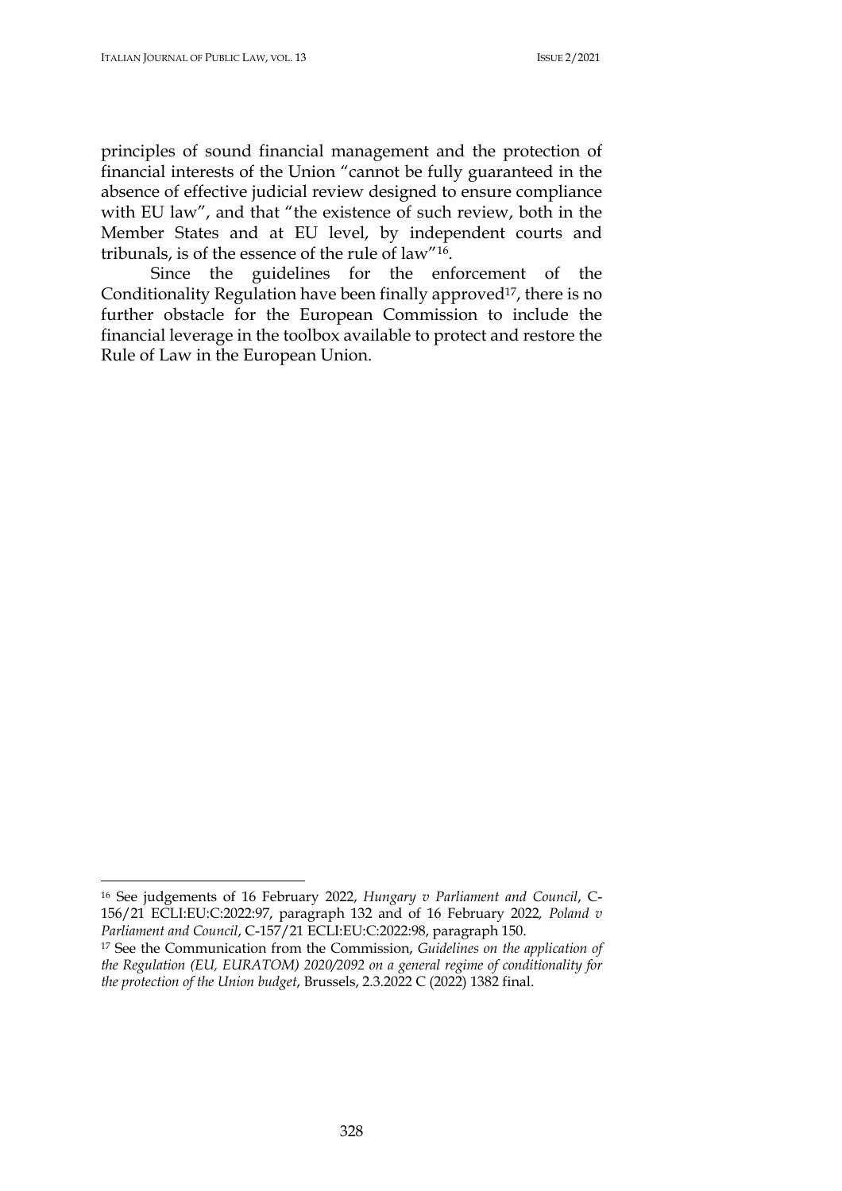principles of sound financial management and the protection of financial interests of the Union "cannot be fully guaranteed in the absence of effective judicial review designed to ensure compliance with EU law", and that "the existence of such review, both in the Member States and at EU level, by independent courts and tribunals, is of the essence of the rule of law"[16].

Since the guidelines for the enforcement of the Conditionality Regulation have been finally approved[17], there is no further obstacle for the European Commission to include the financial leverage in the toolbox available to protect and restore the Rule of Law in the European Union.

---

[16] See judgements of 16 February 2022, *Hungary v Parliament and Council*, C-156/21 ECLI:EU:C:2022:97, paragraph 132 and of 16 February 2022, *Poland v Parliament and Council*, C-157/21 ECLI:EU:C:2022:98, paragraph 150.

[17] See the Communication from the Commission, *Guidelines on the application of the Regulation (EU, EURATOM) 2020/2092 on a general regime of conditionality for the protection of the Union budget*, Brussels, 2.3.2022 C (2022) 1382 final.